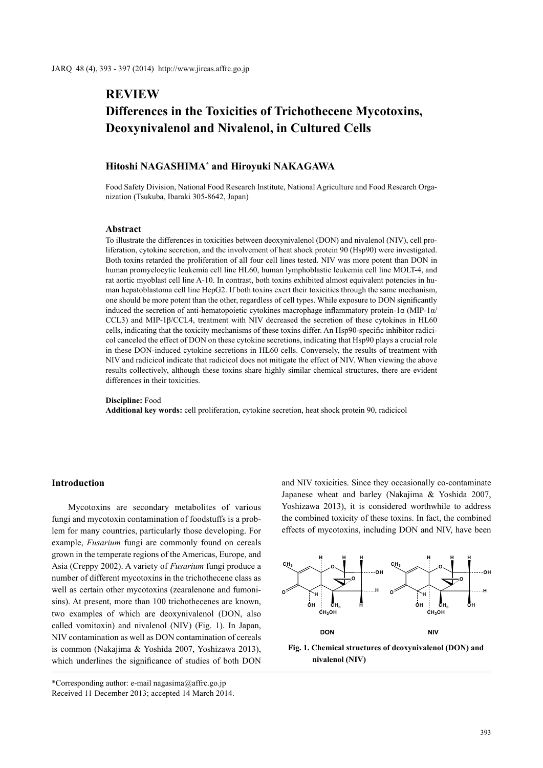# REVIEW

# Differences in the Toxicities of Trichothecene Mycotoxins, Deoxynivalenol and Nivalenol, in Cultured Cells

## Hitoshi NAGASHIMA* and Hiroyuki NAKAGAWA

Food Safety Division, National Food Research Institute, National Agriculture and Food Research Organization (Tsukuba, Ibaraki 305-8642, Japan)

### Abstract

To illustrate the differences in toxicities between deoxynivalenol (DON) and nivalenol (NIV), cell proliferation, cytokine secretion, and the involvement of heat shock protein 90 (Hsp90) were investigated. Both toxins retarded the proliferation of all four cell lines tested. NIV was more potent than DON in human promyelocytic leukemia cell line HL60, human lymphoblastic leukemia cell line MOLT-4, and rat aortic myoblast cell line A-10. In contrast, both toxins exhibited almost equivalent potencies in human hepatoblastoma cell line HepG2. If both toxins exert their toxicities through the same mechanism, one should be more potent than the other, regardless of cell types. While exposure to DON significantly induced the secretion of anti-hematopoietic cytokines macrophage inflammatory protein-1α (MIP-1α/CCL3) and MIP-1β/CCL4, treatment with NIV decreased the secretion of these cytokines in HL60 cells, indicating that the toxicity mechanisms of these toxins differ. An Hsp90-specific inhibitor radicicol canceled the effect of DON on these cytokine secretions, indicating that Hsp90 plays a crucial role in these DON-induced cytokine secretions in HL60 cells. Conversely, the results of treatment with NIV and radicicol indicate that radicicol does not mitigate the effect of NIV. When viewing the above results collectively, although these toxins share highly similar chemical structures, there are evident differences in their toxicities.

**Discipline:** Food
**Additional key words:** cell proliferation, cytokine secretion, heat shock protein 90, radicicol

### Introduction

Mycotoxins are secondary metabolites of various fungi and mycotoxin contamination of foodstuffs is a problem for many countries, particularly those developing. For example, *Fusarium* fungi are commonly found on cereals grown in the temperate regions of the Americas, Europe, and Asia (Creppy 2002). A variety of *Fusarium* fungi produce a number of different mycotoxins in the trichothecene class as well as certain other mycotoxins (zearalenone and fumonisins). At present, more than 100 trichothecenes are known, two examples of which are deoxynivalenol (DON, also called vomitoxin) and nivalenol (NIV) (Fig. 1). In Japan, NIV contamination as well as DON contamination of cereals is common (Nakajima & Yoshida 2007, Yoshizawa 2013), which underlines the significance of studies of both DON and NIV toxicities. Since they occasionally co-contaminate Japanese wheat and barley (Nakajima & Yoshida 2007, Yoshizawa 2013), it is considered worthwhile to address the combined toxicity of these toxins. In fact, the combined effects of mycotoxins, including DON and NIV, have been

**Fig. 1. Chemical structures of deoxynivalenol (DON) and nivalenol (NIV)**

*Corresponding author: e-mail nagasima@affrc.go.jp
Received 11 December 2013; accepted 14 March 2014.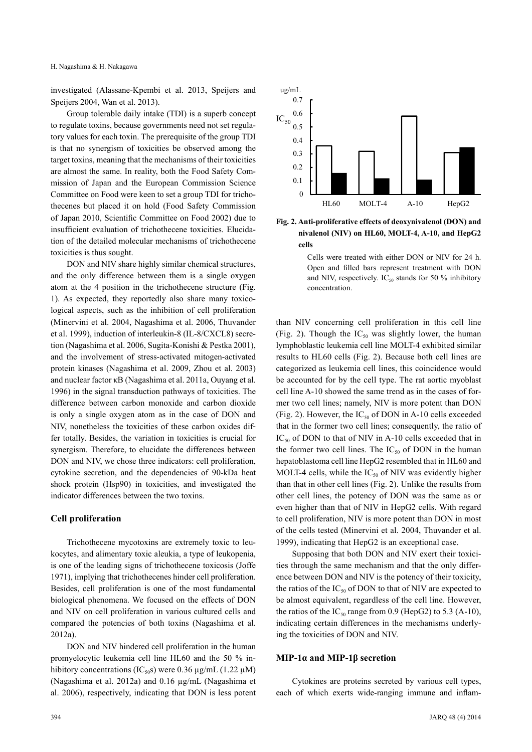investigated (Alassane-Kpembi et al. 2013, Speijers and Speijers 2004, Wan et al. 2013).

Group tolerable daily intake (TDI) is a superb concept to regulate toxins, because governments need not set regulatory values for each toxin. The prerequisite of the group TDI is that no synergism of toxicities be observed among the target toxins, meaning that the mechanisms of their toxicities are almost the same. In reality, both the Food Safety Commission of Japan and the European Commission Science Committee on Food were keen to set a group TDI for trichothecenes but placed it on hold (Food Safety Commission of Japan 2010, Scientific Committee on Food 2002) due to insufficient evaluation of trichothecene toxicities. Elucidation of the detailed molecular mechanisms of trichothecene toxicities is thus sought.

DON and NIV share highly similar chemical structures, and the only difference between them is a single oxygen atom at the 4 position in the trichothecene structure (Fig. 1). As expected, they reportedly also share many toxicological aspects, such as the inhibition of cell proliferation (Minervini et al. 2004, Nagashima et al. 2006, Thuvander et al. 1999), induction of interleukin-8 (IL-8/CXCL8) secretion (Nagashima et al. 2006, Sugita-Konishi & Pestka 2001), and the involvement of stress-activated mitogen-activated protein kinases (Nagashima et al. 2009, Zhou et al. 2003) and nuclear factor κB (Nagashima et al. 2011a, Ouyang et al. 1996) in the signal transduction pathways of toxicities. The difference between carbon monoxide and carbon dioxide is only a single oxygen atom as in the case of DON and NIV, nonetheless the toxicities of these carbon oxides differ totally. Besides, the variation in toxicities is crucial for synergism. Therefore, to elucidate the differences between DON and NIV, we chose three indicators: cell proliferation, cytokine secretion, and the dependencies of 90-kDa heat shock protein (Hsp90) in toxicities, and investigated the indicator differences between the two toxins.

## Cell proliferation

Trichothecene mycotoxins are extremely toxic to leukocytes, and alimentary toxic aleukia, a type of leukopenia, is one of the leading signs of trichothecene toxicosis (Joffe 1971), implying that trichothecenes hinder cell proliferation. Besides, cell proliferation is one of the most fundamental biological phenomena. We focused on the effects of DON and NIV on cell proliferation in various cultured cells and compared the potencies of both toxins (Nagashima et al. 2012a).

DON and NIV hindered cell proliferation in the human promyelocytic leukemia cell line HL60 and the 50 % inhibitory concentrations ($IC_{50}$s) were 0.36 µg/mL (1.22 µM) (Nagashima et al. 2012a) and 0.16 µg/mL (Nagashima et al. 2006), respectively, indicating that DON is less potent than NIV concerning cell proliferation in this cell line (Fig. 2). Though the $IC_{50}$ was slightly lower, the human lymphoblastic leukemia cell line MOLT-4 exhibited similar results to HL60 cells (Fig. 2). Because both cell lines are categorized as leukemia cell lines, this coincidence would be accounted for by the cell type. The rat aortic myoblast cell line A-10 showed the same trend as in the cases of former two cell lines; namely, NIV is more potent than DON (Fig. 2). However, the $IC_{50}$ of DON in A-10 cells exceeded that in the former two cell lines; consequently, the ratio of $IC_{50}$ of DON to that of NIV in A-10 cells exceeded that in the former two cell lines. The $IC_{50}$ of DON in the human hepatoblastoma cell line HepG2 resembled that in HL60 and MOLT-4 cells, while the $IC_{50}$ of NIV was evidently higher than that in other cell lines (Fig. 2). Unlike the results from other cell lines, the potency of DON was the same as or even higher than that of NIV in HepG2 cells. With regard to cell proliferation, NIV is more potent than DON in most of the cells tested (Minervini et al. 2004, Thuvander et al. 1999), indicating that HepG2 is an exceptional case.

**Fig. 2. Anti-proliferative effects of deoxynivalenol (DON) and nivalenol (NIV) on HL60, MOLT-4, A-10, and HepG2 cells**

Cells were treated with either DON or NIV for 24 h. Open and filled bars represent treatment with DON and NIV, respectively. $IC_{50}$ stands for 50 % inhibitory concentration.

Supposing that both DON and NIV exert their toxicities through the same mechanism and that the only difference between DON and NIV is the potency of their toxicity, the ratios of the $IC_{50}$ of DON to that of NIV are expected to be almost equivalent, regardless of the cell line. However, the ratios of the $IC_{50}$ range from 0.9 (HepG2) to 5.3 (A-10), indicating certain differences in the mechanisms underlying the toxicities of DON and NIV.

## MIP-1α and MIP-1β secretion

Cytokines are proteins secreted by various cell types, each of which exerts wide-ranging immune and inflam-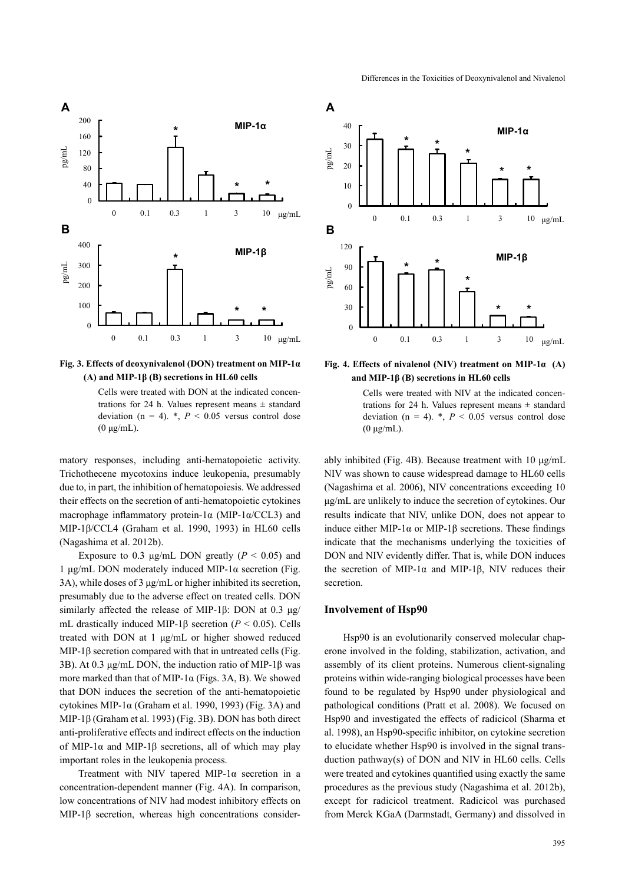**Fig. 3. Effects of deoxynivalenol (DON) treatment on MIP-1α (A) and MIP-1β (B) secretions in HL60 cells**

Cells were treated with DON at the indicated concentrations for 24 h. Values represent means ± standard deviation (n = 4). *, $P < 0.05$ versus control dose (0 μg/mL).

**Fig. 4. Effects of nivalenol (NIV) treatment on MIP-1α (A) and MIP-1β (B) secretions in HL60 cells**

Cells were treated with NIV at the indicated concentrations for 24 h. Values represent means ± standard deviation (n = 4). *, $P < 0.05$ versus control dose (0 μg/mL).

matory responses, including anti-hematopoietic activity. Trichothecene mycotoxins induce leukopenia, presumably due to, in part, the inhibition of hematopoiesis. We addressed their effects on the secretion of anti-hematopoietic cytokines macrophage inflammatory protein-1α (MIP-1α/CCL3) and MIP-1β/CCL4 (Graham et al. 1990, 1993) in HL60 cells (Nagashima et al. 2012b).

Exposure to 0.3 μg/mL DON greatly ($P < 0.05$) and 1 μg/mL DON moderately induced MIP-1α secretion (Fig. 3A), while doses of 3 μg/mL or higher inhibited its secretion, presumably due to the adverse effect on treated cells. DON similarly affected the release of MIP-1β: DON at 0.3 μg/mL drastically induced MIP-1β secretion ($P < 0.05$). Cells treated with DON at 1 μg/mL or higher showed reduced MIP-1β secretion compared with that in untreated cells (Fig. 3B). At 0.3 μg/mL DON, the induction ratio of MIP-1β was more marked than that of MIP-1α (Figs. 3A, B). We showed that DON induces the secretion of the anti-hematopoietic cytokines MIP-1α (Graham et al. 1990, 1993) (Fig. 3A) and MIP-1β (Graham et al. 1993) (Fig. 3B). DON has both direct anti-proliferative effects and indirect effects on the induction of MIP-1α and MIP-1β secretions, all of which may play important roles in the leukopenia process.

Treatment with NIV tapered MIP-1α secretion in a concentration-dependent manner (Fig. 4A). In comparison, low concentrations of NIV had modest inhibitory effects on MIP-1β secretion, whereas high concentrations considerably inhibited (Fig. 4B). Because treatment with 10 μg/mL NIV was shown to cause widespread damage to HL60 cells (Nagashima et al. 2006), NIV concentrations exceeding 10 μg/mL are unlikely to induce the secretion of cytokines. Our results indicate that NIV, unlike DON, does not appear to induce either MIP-1α or MIP-1β secretions. These findings indicate that the mechanisms underlying the toxicities of DON and NIV evidently differ. That is, while DON induces the secretion of MIP-1α and MIP-1β, NIV reduces their secretion.

## Involvement of Hsp90

Hsp90 is an evolutionarily conserved molecular chaperone involved in the folding, stabilization, activation, and assembly of its client proteins. Numerous client-signaling proteins within wide-ranging biological processes have been found to be regulated by Hsp90 under physiological and pathological conditions (Pratt et al. 2008). We focused on Hsp90 and investigated the effects of radicicol (Sharma et al. 1998), an Hsp90-specific inhibitor, on cytokine secretion to elucidate whether Hsp90 is involved in the signal transduction pathway(s) of DON and NIV in HL60 cells. Cells were treated and cytokines quantified using exactly the same procedures as the previous study (Nagashima et al. 2012b), except for radicicol treatment. Radicicol was purchased from Merck KGaA (Darmstadt, Germany) and dissolved in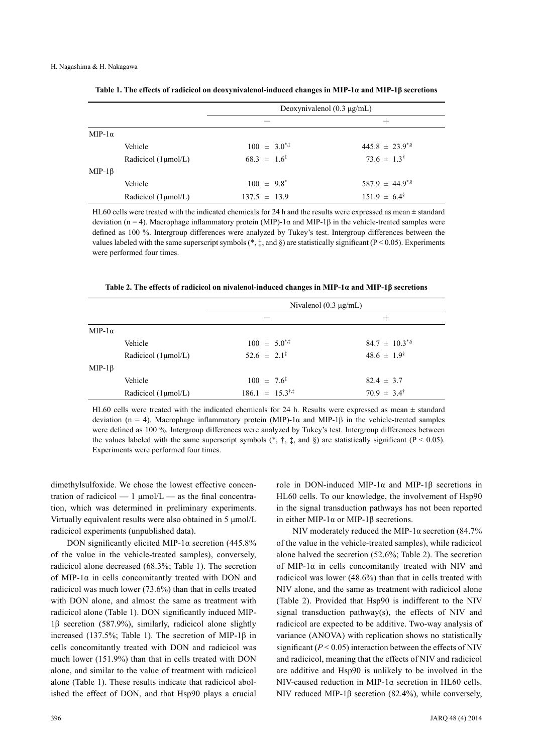**Table 1. The effects of radicicol on deoxynivalenol-induced changes in MIP-1α and MIP-1β secretions**

| | | Deoxynivalenol (0.3 μg/mL) | |
|---|---|---|---|
| | | − | + |
| MIP-1α | | | |
| | Vehicle | 100 ± 3.0$^{*,‡}$ | 445.8 ± 23.9$^{*,§}$ |
| | Radicicol (1μmol/L) | 68.3 ± 1.6$^{‡}$ | 73.6 ± 1.3$^{§}$ |
| MIP-1β | | | |
| | Vehicle | 100 ± 9.8$^{*}$ | 587.9 ± 44.9$^{*,§}$ |
| | Radicicol (1μmol/L) | 137.5 ± 13.9 | 151.9 ± 6.4$^{§}$ |

HL60 cells were treated with the indicated chemicals for 24 h and the results were expressed as mean ± standard deviation (n = 4). Macrophage inflammatory protein (MIP)-1α and MIP-1β in the vehicle-treated samples were defined as 100 %. Intergroup differences were analyzed by Tukey's test. Intergroup differences between the values labeled with the same superscript symbols (*, ‡, and §) are statistically significant (P < 0.05). Experiments were performed four times.

**Table 2. The effects of radicicol on nivalenol-induced changes in MIP-1α and MIP-1β secretions**

| | | Nivalenol (0.3 μg/mL) | |
|---|---|---|---|
| | | − | + |
| MIP-1α | | | |
| | Vehicle | 100 ± 5.0$^{*,‡}$ | 84.7 ± 10.3$^{*,§}$ |
| | Radicicol (1μmol/L) | 52.6 ± 2.1$^{‡}$ | 48.6 ± 1.9$^{§}$ |
| MIP-1β | | | |
| | Vehicle | 100 ± 7.6$^{‡}$ | 82.4 ± 3.7 |
| | Radicicol (1μmol/L) | 186.1 ± 15.3$^{†,‡}$ | 70.9 ± 3.4$^{†}$ |

HL60 cells were treated with the indicated chemicals for 24 h. Results were expressed as mean ± standard deviation (n = 4). Macrophage inflammatory protein (MIP)-1α and MIP-1β in the vehicle-treated samples were defined as 100 %. Intergroup differences were analyzed by Tukey's test. Intergroup differences between the values labeled with the same superscript symbols (*, †, ‡, and §) are statistically significant (P < 0.05). Experiments were performed four times.

dimethylsulfoxide. We chose the lowest effective concentration of radicicol — 1 μmol/L — as the final concentration, which was determined in preliminary experiments. Virtually equivalent results were also obtained in 5 μmol/L radicicol experiments (unpublished data).

DON significantly elicited MIP-1α secretion (445.8% of the value in the vehicle-treated samples), conversely, radicicol alone decreased (68.3%; Table 1). The secretion of MIP-1α in cells concomitantly treated with DON and radicicol was much lower (73.6%) than that in cells treated with DON alone, and almost the same as treatment with radicicol alone (Table 1). DON significantly induced MIP-1β secretion (587.9%), similarly, radicicol alone slightly increased (137.5%; Table 1). The secretion of MIP-1β in cells concomitantly treated with DON and radicicol was much lower (151.9%) than that in cells treated with DON alone, and similar to the value of treatment with radicicol alone (Table 1). These results indicate that radicicol abolished the effect of DON, and that Hsp90 plays a crucial role in DON-induced MIP-1α and MIP-1β secretions in HL60 cells. To our knowledge, the involvement of Hsp90 in the signal transduction pathways has not been reported in either MIP-1α or MIP-1β secretions.

NIV moderately reduced the MIP-1α secretion (84.7% of the value in the vehicle-treated samples), while radicicol alone halved the secretion (52.6%; Table 2). The secretion of MIP-1α in cells concomitantly treated with NIV and radicicol was lower (48.6%) than that in cells treated with NIV alone, and the same as treatment with radicicol alone (Table 2). Provided that Hsp90 is indifferent to the NIV signal transduction pathway(s), the effects of NIV and radicicol are expected to be additive. Two-way analysis of variance (ANOVA) with replication shows no statistically significant ($P < 0.05$) interaction between the effects of NIV and radicicol, meaning that the effects of NIV and radicicol are additive and Hsp90 is unlikely to be involved in the NIV-caused reduction in MIP-1α secretion in HL60 cells. NIV reduced MIP-1β secretion (82.4%), while conversely,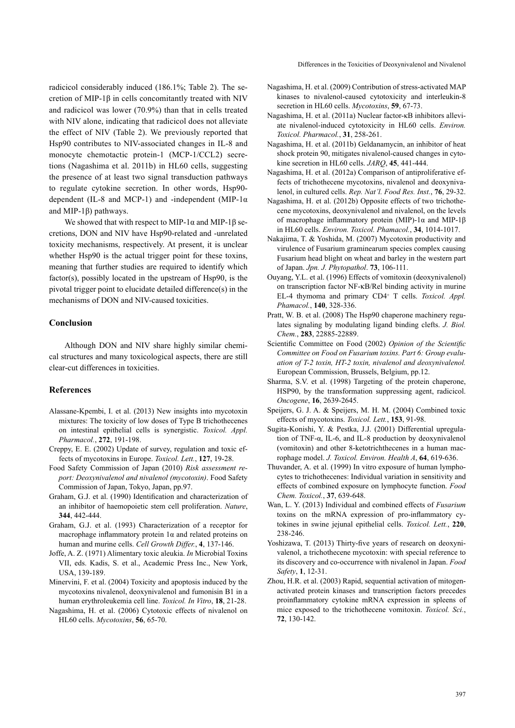radicicol considerably induced (186.1%; Table 2). The secretion of MIP-1β in cells concomitantly treated with NIV and radicicol was lower (70.9%) than that in cells treated with NIV alone, indicating that radicicol does not alleviate the effect of NIV (Table 2). We previously reported that Hsp90 contributes to NIV-associated changes in IL-8 and monocyte chemotactic protein-1 (MCP-1/CCL2) secretions (Nagashima et al. 2011b) in HL60 cells, suggesting the presence of at least two signal transduction pathways to regulate cytokine secretion. In other words, Hsp90-dependent (IL-8 and MCP-1) and -independent (MIP-1α and MIP-1β) pathways.

We showed that with respect to MIP-1α and MIP-1β secretions, DON and NIV have Hsp90-related and -unrelated toxicity mechanisms, respectively. At present, it is unclear whether Hsp90 is the actual trigger point for these toxins, meaning that further studies are required to identify which factor(s), possibly located in the upstream of Hsp90, is the pivotal trigger point to elucidate detailed difference(s) in the mechanisms of DON and NIV-caused toxicities.

## Conclusion

Although DON and NIV share highly similar chemical structures and many toxicological aspects, there are still clear-cut differences in toxicities.

## References

- Alassane-Kpembi, I. et al. (2013) New insights into mycotoxin mixtures: The toxicity of low doses of Type B trichothecenes on intestinal epithelial cells is synergistic. *Toxicol. Appl. Pharmacol.*, **272**, 191-198.
- Creppy, E. E. (2002) Update of survey, regulation and toxic effects of mycotoxins in Europe. *Toxicol. Lett.*, **127**, 19-28.
- Food Safety Commission of Japan (2010) *Risk assessment report: Deoxynivalenol and nivalenol (mycotoxin)*. Food Safety Commission of Japan, Tokyo, Japan, pp.97.
- Graham, G.J. et al. (1990) Identification and characterization of an inhibitor of haemopoietic stem cell proliferation. *Nature*, **344**, 442-444.
- Graham, G.J. et al. (1993) Characterization of a receptor for macrophage inflammatory protein 1α and related proteins on human and murine cells. *Cell Growth Differ.*, **4**, 137-146.
- Joffe, A. Z. (1971) Alimentary toxic aleukia. *In* Microbial Toxins VII, eds. Kadis, S. et al., Academic Press Inc., New York, USA, 139-189.
- Minervini, F. et al. (2004) Toxicity and apoptosis induced by the mycotoxins nivalenol, deoxynivalenol and fumonisin B1 in a human erythroleukemia cell line. *Toxicol. In Vitro*, **18**, 21-28.
- Nagashima, H. et al. (2006) Cytotoxic effects of nivalenol on HL60 cells. *Mycotoxins*, **56**, 65-70.
- Nagashima, H. et al. (2009) Contribution of stress-activated MAP kinases to nivalenol-caused cytotoxicity and interleukin-8 secretion in HL60 cells. *Mycotoxins*, **59**, 67-73.
- Nagashima, H. et al. (2011a) Nuclear factor-κB inhibitors alleviate nivalenol-induced cytotoxicity in HL60 cells. *Environ. Toxicol. Pharmacol.*, **31**, 258-261.
- Nagashima, H. et al. (2011b) Geldanamycin, an inhibitor of heat shock protein 90, mitigates nivalenol-caused changes in cytokine secretion in HL60 cells. *JARQ*, **45**, 441-444.
- Nagashima, H. et al. (2012a) Comparison of antiproliferative effects of trichothecene mycotoxins, nivalenol and deoxynivalenol, in cultured cells. *Rep. Nat'l. Food Res. Inst.*, **76**, 29-32.
- Nagashima, H. et al. (2012b) Opposite effects of two trichothecene mycotoxins, deoxynivalenol and nivalenol, on the levels of macrophage inflammatory protein (MIP)-1α and MIP-1β in HL60 cells. *Environ. Toxicol. Phamacol.*, **34**, 1014-1017.
- Nakajima, T. & Yoshida, M. (2007) Mycotoxin productivity and virulence of Fusarium graminearum species complex causing Fusarium head blight on wheat and barley in the western part of Japan. *Jpn. J. Phytopathol*. **73**, 106-111.
- Ouyang, Y.L. et al. (1996) Effects of vomitoxin (deoxynivalenol) on transcription factor NF-κB/Rel binding activity in murine EL-4 thymoma and primary CD4+ T cells. *Toxicol. Appl. Phamacol.*, **140**, 328-336.
- Pratt, W. B. et al. (2008) The Hsp90 chaperone machinery regulates signaling by modulating ligand binding clefts. *J. Biol. Chem.*, **283**, 22885-22889.
- Scientific Committee on Food (2002) *Opinion of the Scientific Committee on Food on Fusarium toxins. Part 6: Group evaluation of T-2 toxin, HT-2 toxin, nivalenol and deoxynivalenol.* European Commission, Brussels, Belgium, pp.12.
- Sharma, S.V. et al. (1998) Targeting of the protein chaperone, HSP90, by the transformation suppressing agent, radicicol. *Oncogene*, **16**, 2639-2645.
- Speijers, G. J. A. & Speijers, M. H. M. (2004) Combined toxic effects of mycotoxins. *Toxicol. Lett.*, **153**, 91-98.
- Sugita-Konishi, Y. & Pestka, J.J. (2001) Differential upregulation of TNF-α, IL-6, and IL-8 production by deoxynivalenol (vomitoxin) and other 8-ketotrichthecenes in a human macrophage model. *J. Toxicol. Environ. Health A*, **64**, 619-636.
- Thuvander, A. et al. (1999) In vitro exposure of human lymphocytes to trichothecenes: Individual variation in sensitivity and effects of combined exposure on lymphocyte function. *Food Chem. Toxicol.*, **37**, 639-648.
- Wan, L. Y. (2013) Individual and combined effects of *Fusarium* toxins on the mRNA expression of pro-inflammatory cytokines in swine jejunal epithelial cells. *Toxicol. Lett.*, **220**, 238-246.
- Yoshizawa, T. (2013) Thirty-five years of research on deoxynivalenol, a trichothecene mycotoxin: with special reference to its discovery and co-occurrence with nivalenol in Japan. *Food Safety*, **1**, 12-31.
- Zhou, H.R. et al. (2003) Rapid, sequential activation of mitogen-activated protein kinases and transcription factors precedes proinflammatory cytokine mRNA expression in spleens of mice exposed to the trichothecene vomitoxin. *Toxicol. Sci.*, **72**, 130-142.